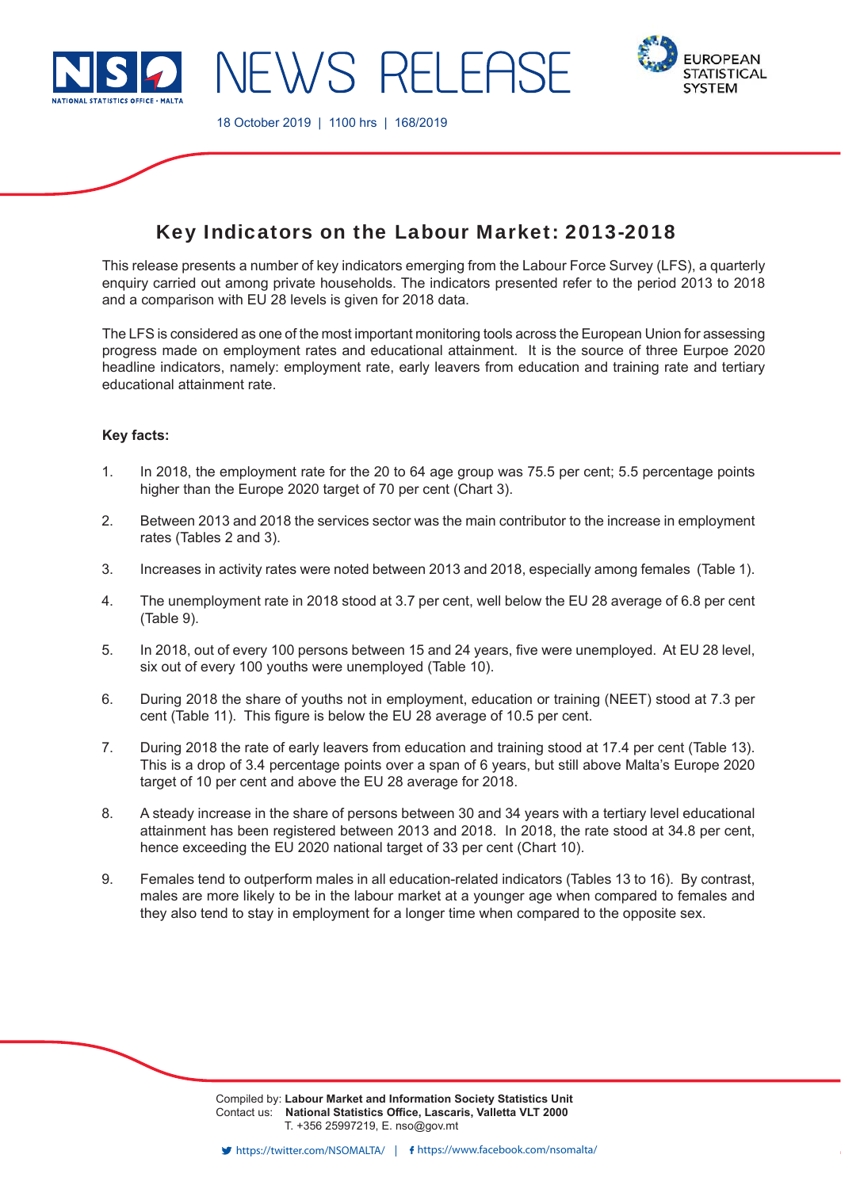# NEWS RELEASE

18 October 2019 | 1100 hrs | 168/2019

## Key Indicators on the Labour Market: 2013-2018

This release presents a number of key indicators emerging from the Labour Force Survey (LFS), a quarterly enquiry carried out among private households. The indicators presented refer to the period 2013 to 2018 and a comparison with EU 28 levels is given for 2018 data.

The LFS is considered as one of the most important monitoring tools across the European Union for assessing progress made on employment rates and educational attainment. It is the source of three Eurpoe 2020 headline indicators, namely: employment rate, early leavers from education and training rate and tertiary educational attainment rate.

**Key facts:**

1. In 2018, the employment rate for the 20 to 64 age group was 75.5 per cent; 5.5 percentage points higher than the Europe 2020 target of 70 per cent (Chart 3).
2. Between 2013 and 2018 the services sector was the main contributor to the increase in employment rates (Tables 2 and 3).
3. Increases in activity rates were noted between 2013 and 2018, especially among females (Table 1).
4. The unemployment rate in 2018 stood at 3.7 per cent, well below the EU 28 average of 6.8 per cent (Table 9).
5. In 2018, out of every 100 persons between 15 and 24 years, five were unemployed. At EU 28 level, six out of every 100 youths were unemployed (Table 10).
6. During 2018 the share of youths not in employment, education or training (NEET) stood at 7.3 per cent (Table 11). This figure is below the EU 28 average of 10.5 per cent.
7. During 2018 the rate of early leavers from education and training stood at 17.4 per cent (Table 13). This is a drop of 3.4 percentage points over a span of 6 years, but still above Malta's Europe 2020 target of 10 per cent and above the EU 28 average for 2018.
8. A steady increase in the share of persons between 30 and 34 years with a tertiary level educational attainment has been registered between 2013 and 2018. In 2018, the rate stood at 34.8 per cent, hence exceeding the EU 2020 national target of 33 per cent (Chart 10).
9. Females tend to outperform males in all education-related indicators (Tables 13 to 16). By contrast, males are more likely to be in the labour market at a younger age when compared to females and they also tend to stay in employment for a longer time when compared to the opposite sex.

Compiled by: **Labour Market and Information Society Statistics Unit**
Contact us: **National Statistics Office, Lascaris, Valletta VLT 2000**
T. +356 25997219, E. nso@gov.mt

https://twitter.com/NSOMALTA/ | https://www.facebook.com/nsomalta/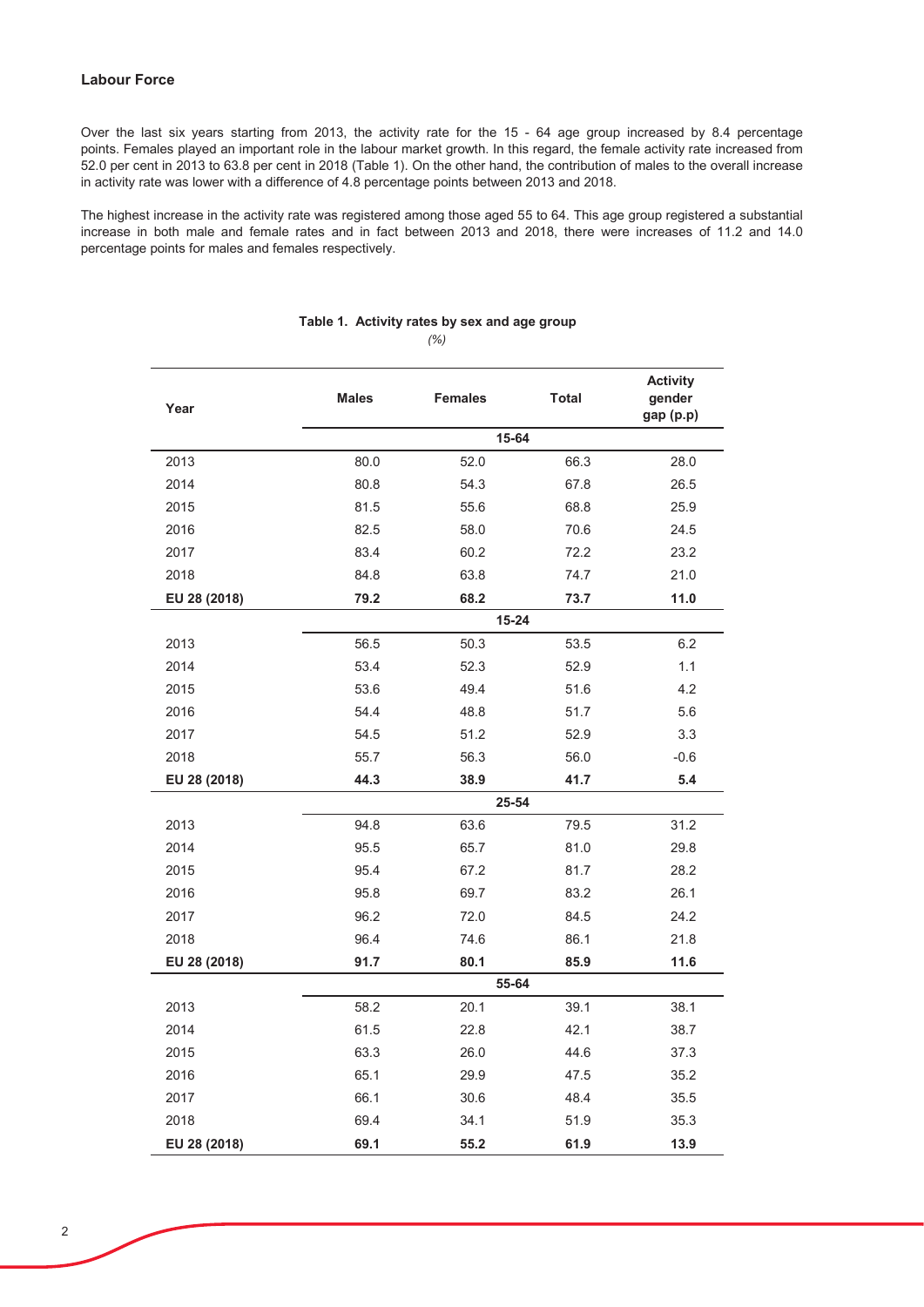## Labour Force

Over the last six years starting from 2013, the activity rate for the 15 - 64 age group increased by 8.4 percentage points. Females played an important role in the labour market growth. In this regard, the female activity rate increased from 52.0 per cent in 2013 to 63.8 per cent in 2018 (Table 1). On the other hand, the contribution of males to the overall increase in activity rate was lower with a difference of 4.8 percentage points between 2013 and 2018.

The highest increase in the activity rate was registered among those aged 55 to 64. This age group registered a substantial increase in both male and female rates and in fact between 2013 and 2018, there were increases of 11.2 and 14.0 percentage points for males and females respectively.

**Table 1. Activity rates by sex and age group**

*(%)*

| Year | Males | Females | Total | Activity gender gap (p.p) |
|---|---|---|---|---|
| | | **15-64** | | |
| 2013 | 80.0 | 52.0 | 66.3 | 28.0 |
| 2014 | 80.8 | 54.3 | 67.8 | 26.5 |
| 2015 | 81.5 | 55.6 | 68.8 | 25.9 |
| 2016 | 82.5 | 58.0 | 70.6 | 24.5 |
| 2017 | 83.4 | 60.2 | 72.2 | 23.2 |
| 2018 | 84.8 | 63.8 | 74.7 | 21.0 |
| **EU 28 (2018)** | **79.2** | **68.2** | **73.7** | **11.0** |
| | | **15-24** | | |
| 2013 | 56.5 | 50.3 | 53.5 | 6.2 |
| 2014 | 53.4 | 52.3 | 52.9 | 1.1 |
| 2015 | 53.6 | 49.4 | 51.6 | 4.2 |
| 2016 | 54.4 | 48.8 | 51.7 | 5.6 |
| 2017 | 54.5 | 51.2 | 52.9 | 3.3 |
| 2018 | 55.7 | 56.3 | 56.0 | -0.6 |
| **EU 28 (2018)** | **44.3** | **38.9** | **41.7** | **5.4** |
| | | **25-54** | | |
| 2013 | 94.8 | 63.6 | 79.5 | 31.2 |
| 2014 | 95.5 | 65.7 | 81.0 | 29.8 |
| 2015 | 95.4 | 67.2 | 81.7 | 28.2 |
| 2016 | 95.8 | 69.7 | 83.2 | 26.1 |
| 2017 | 96.2 | 72.0 | 84.5 | 24.2 |
| 2018 | 96.4 | 74.6 | 86.1 | 21.8 |
| **EU 28 (2018)** | **91.7** | **80.1** | **85.9** | **11.6** |
| | | **55-64** | | |
| 2013 | 58.2 | 20.1 | 39.1 | 38.1 |
| 2014 | 61.5 | 22.8 | 42.1 | 38.7 |
| 2015 | 63.3 | 26.0 | 44.6 | 37.3 |
| 2016 | 65.1 | 29.9 | 47.5 | 35.2 |
| 2017 | 66.1 | 30.6 | 48.4 | 35.5 |
| 2018 | 69.4 | 34.1 | 51.9 | 35.3 |
| **EU 28 (2018)** | **69.1** | **55.2** | **61.9** | **13.9** |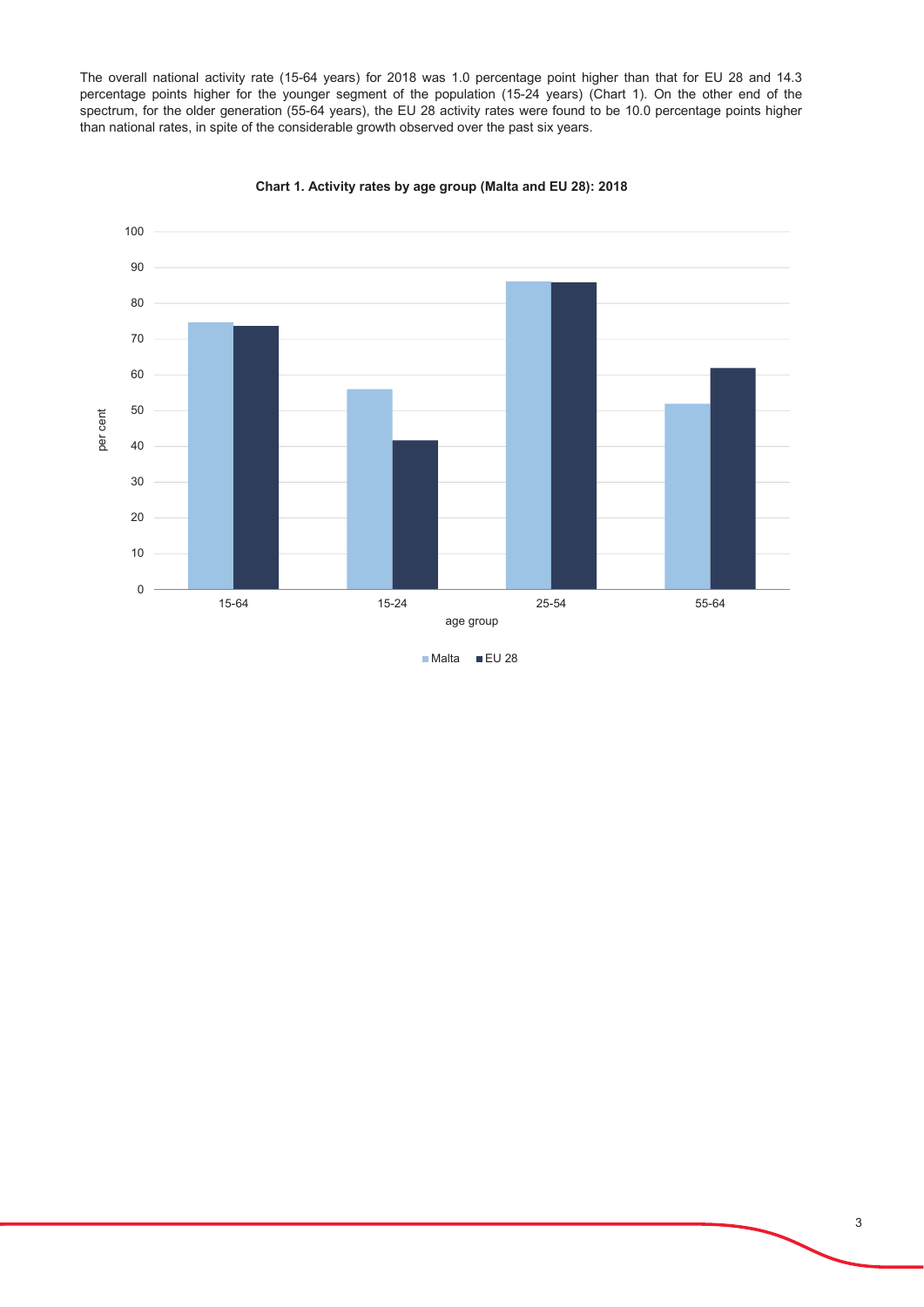The overall national activity rate (15-64 years) for 2018 was 1.0 percentage point higher than that for EU 28 and 14.3 percentage points higher for the younger segment of the population (15-24 years) (Chart 1). On the other end of the spectrum, for the older generation (55-64 years), the EU 28 activity rates were found to be 10.0 percentage points higher than national rates, in spite of the considerable growth observed over the past six years.

**Chart 1. Activity rates by age group (Malta and EU 28): 2018**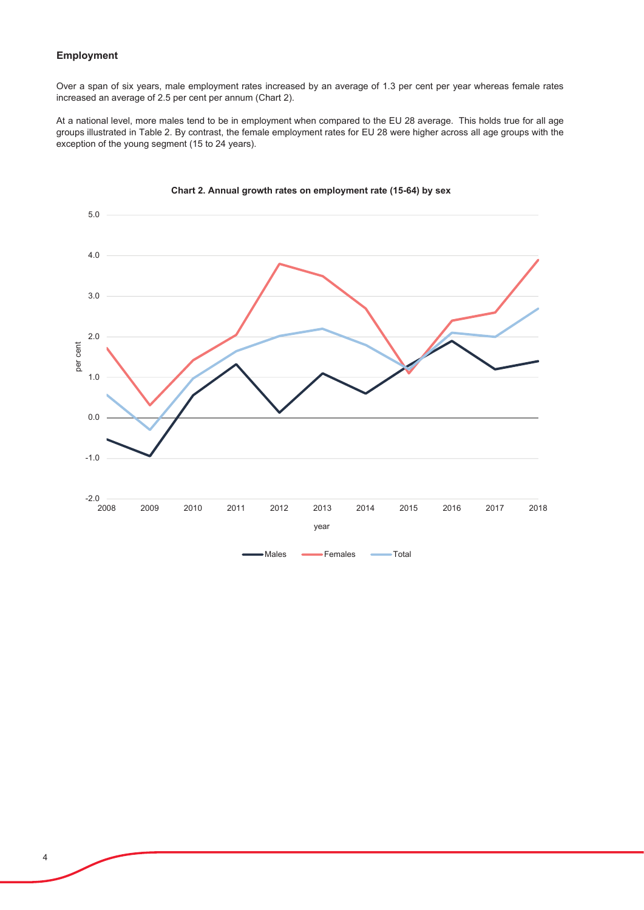### Employment

Over a span of six years, male employment rates increased by an average of 1.3 per cent per year whereas female rates increased an average of 2.5 per cent per annum (Chart 2).

At a national level, more males tend to be in employment when compared to the EU 28 average. This holds true for all age groups illustrated in Table 2. By contrast, the female employment rates for EU 28 were higher across all age groups with the exception of the young segment (15 to 24 years).

**Chart 2. Annual growth rates on employment rate (15-64) by sex**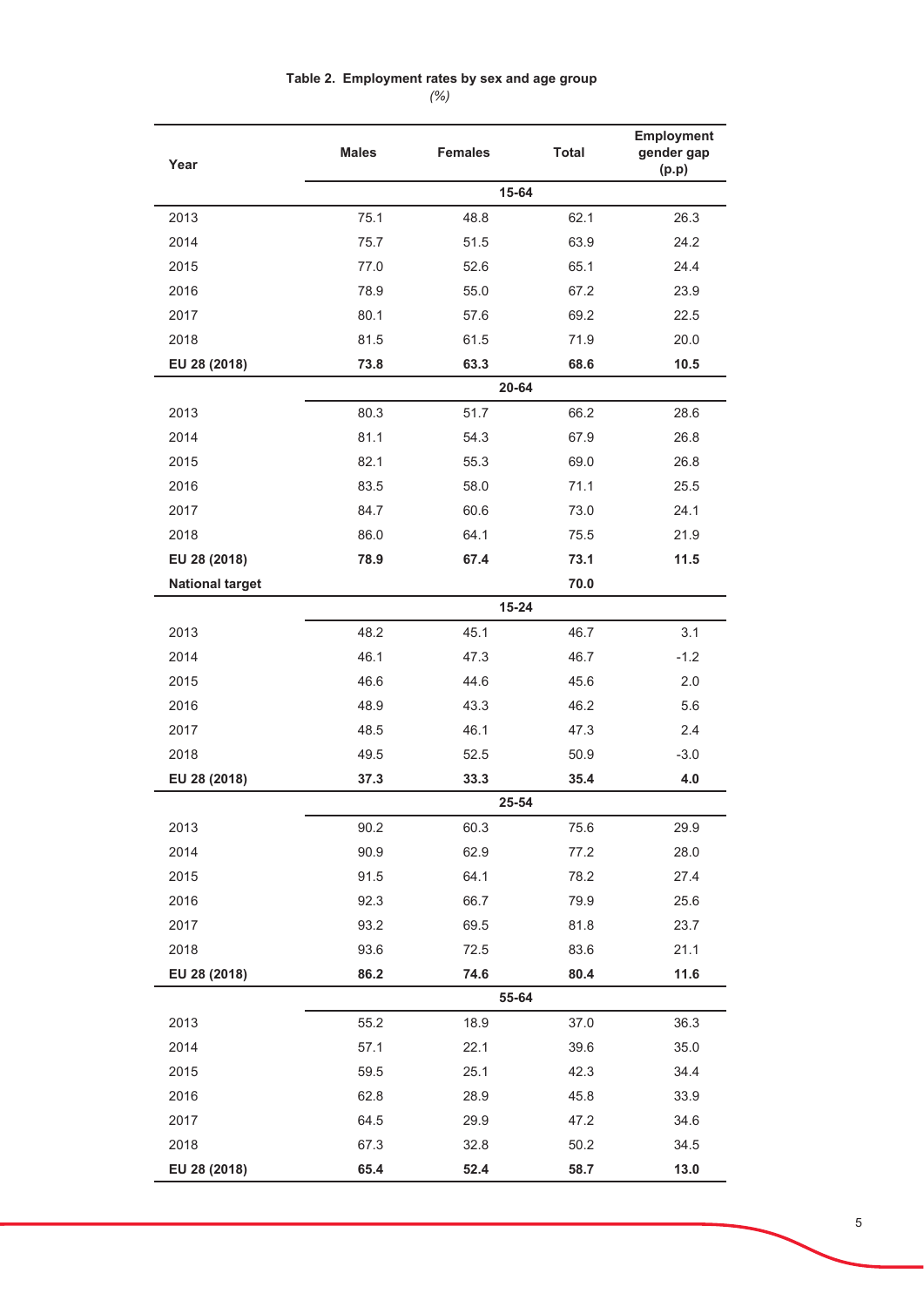**Table 2. Employment rates by sex and age group**

*(%)*

| Year | Males | Females | Total | Employment gender gap (p.p) |
|---|---|---|---|---|
| | | **15-64** | | |
| 2013 | 75.1 | 48.8 | 62.1 | 26.3 |
| 2014 | 75.7 | 51.5 | 63.9 | 24.2 |
| 2015 | 77.0 | 52.6 | 65.1 | 24.4 |
| 2016 | 78.9 | 55.0 | 67.2 | 23.9 |
| 2017 | 80.1 | 57.6 | 69.2 | 22.5 |
| 2018 | 81.5 | 61.5 | 71.9 | 20.0 |
| **EU 28 (2018)** | **73.8** | **63.3** | **68.6** | **10.5** |
| | | **20-64** | | |
| 2013 | 80.3 | 51.7 | 66.2 | 28.6 |
| 2014 | 81.1 | 54.3 | 67.9 | 26.8 |
| 2015 | 82.1 | 55.3 | 69.0 | 26.8 |
| 2016 | 83.5 | 58.0 | 71.1 | 25.5 |
| 2017 | 84.7 | 60.6 | 73.0 | 24.1 |
| 2018 | 86.0 | 64.1 | 75.5 | 21.9 |
| **EU 28 (2018)** | **78.9** | **67.4** | **73.1** | **11.5** |
| **National target** | | | **70.0** | |
| | | **15-24** | | |
| 2013 | 48.2 | 45.1 | 46.7 | 3.1 |
| 2014 | 46.1 | 47.3 | 46.7 | -1.2 |
| 2015 | 46.6 | 44.6 | 45.6 | 2.0 |
| 2016 | 48.9 | 43.3 | 46.2 | 5.6 |
| 2017 | 48.5 | 46.1 | 47.3 | 2.4 |
| 2018 | 49.5 | 52.5 | 50.9 | -3.0 |
| **EU 28 (2018)** | **37.3** | **33.3** | **35.4** | **4.0** |
| | | **25-54** | | |
| 2013 | 90.2 | 60.3 | 75.6 | 29.9 |
| 2014 | 90.9 | 62.9 | 77.2 | 28.0 |
| 2015 | 91.5 | 64.1 | 78.2 | 27.4 |
| 2016 | 92.3 | 66.7 | 79.9 | 25.6 |
| 2017 | 93.2 | 69.5 | 81.8 | 23.7 |
| 2018 | 93.6 | 72.5 | 83.6 | 21.1 |
| **EU 28 (2018)** | **86.2** | **74.6** | **80.4** | **11.6** |
| | | **55-64** | | |
| 2013 | 55.2 | 18.9 | 37.0 | 36.3 |
| 2014 | 57.1 | 22.1 | 39.6 | 35.0 |
| 2015 | 59.5 | 25.1 | 42.3 | 34.4 |
| 2016 | 62.8 | 28.9 | 45.8 | 33.9 |
| 2017 | 64.5 | 29.9 | 47.2 | 34.6 |
| 2018 | 67.3 | 32.8 | 50.2 | 34.5 |
| **EU 28 (2018)** | **65.4** | **52.4** | **58.7** | **13.0** |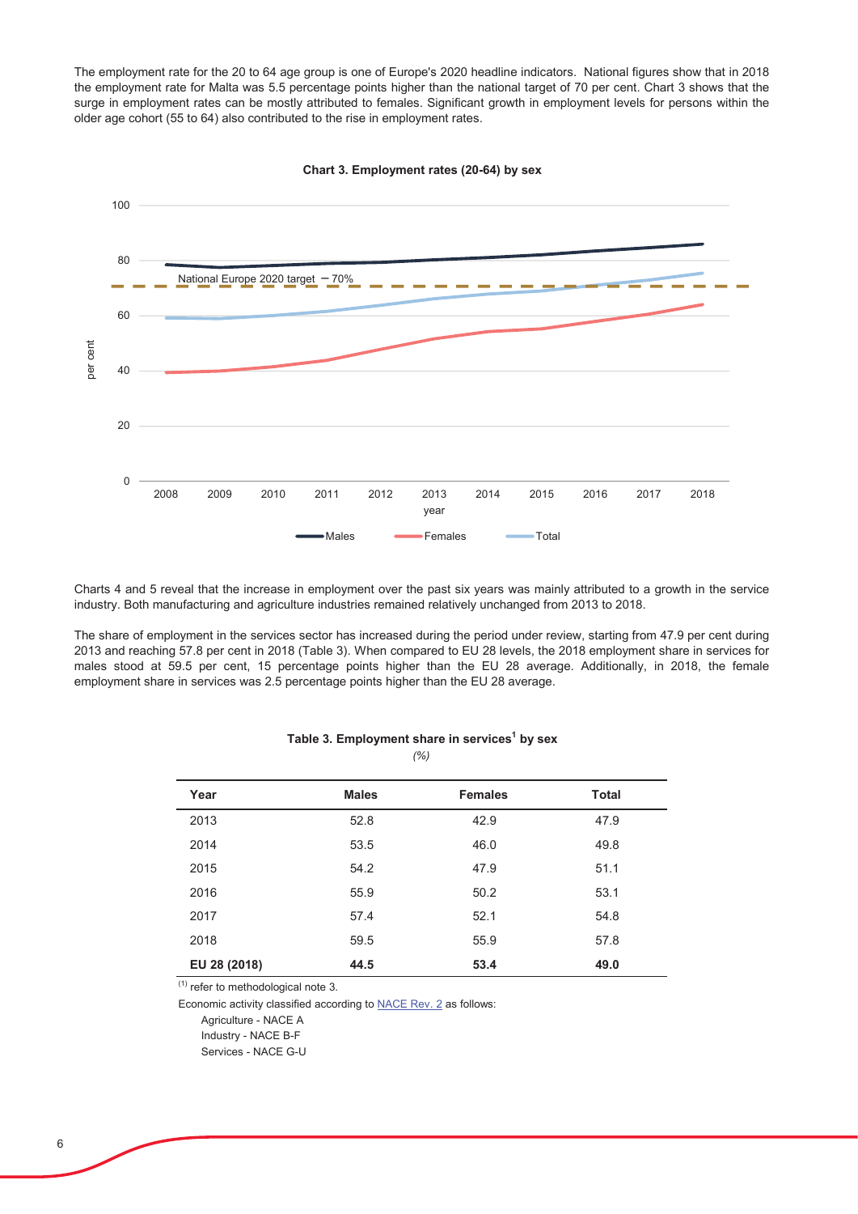The employment rate for the 20 to 64 age group is one of Europe's 2020 headline indicators. National figures show that in 2018 the employment rate for Malta was 5.5 percentage points higher than the national target of 70 per cent. Chart 3 shows that the surge in employment rates can be mostly attributed to females. Significant growth in employment levels for persons within the older age cohort (55 to 64) also contributed to the rise in employment rates.

**Chart 3. Employment rates (20-64) by sex**

Charts 4 and 5 reveal that the increase in employment over the past six years was mainly attributed to a growth in the service industry. Both manufacturing and agriculture industries remained relatively unchanged from 2013 to 2018.

The share of employment in the services sector has increased during the period under review, starting from 47.9 per cent during 2013 and reaching 57.8 per cent in 2018 (Table 3). When compared to EU 28 levels, the 2018 employment share in services for males stood at 59.5 per cent, 15 percentage points higher than the EU 28 average. Additionally, in 2018, the female employment share in services was 2.5 percentage points higher than the EU 28 average.

**Table 3. Employment share in services[1] by sex**

*(%)*

| Year | Males | Females | Total |
|---|---|---|---|
| 2013 | 52.8 | 42.9 | 47.9 |
| 2014 | 53.5 | 46.0 | 49.8 |
| 2015 | 54.2 | 47.9 | 51.1 |
| 2016 | 55.9 | 50.2 | 53.1 |
| 2017 | 57.4 | 52.1 | 54.8 |
| 2018 | 59.5 | 55.9 | 57.8 |
| **EU 28 (2018)** | **44.5** | **53.4** | **49.0** |

(1) refer to methodological note 3.

Economic activity classified according to NACE Rev. 2 as follows:

Agriculture - NACE A
Industry - NACE B-F
Services - NACE G-U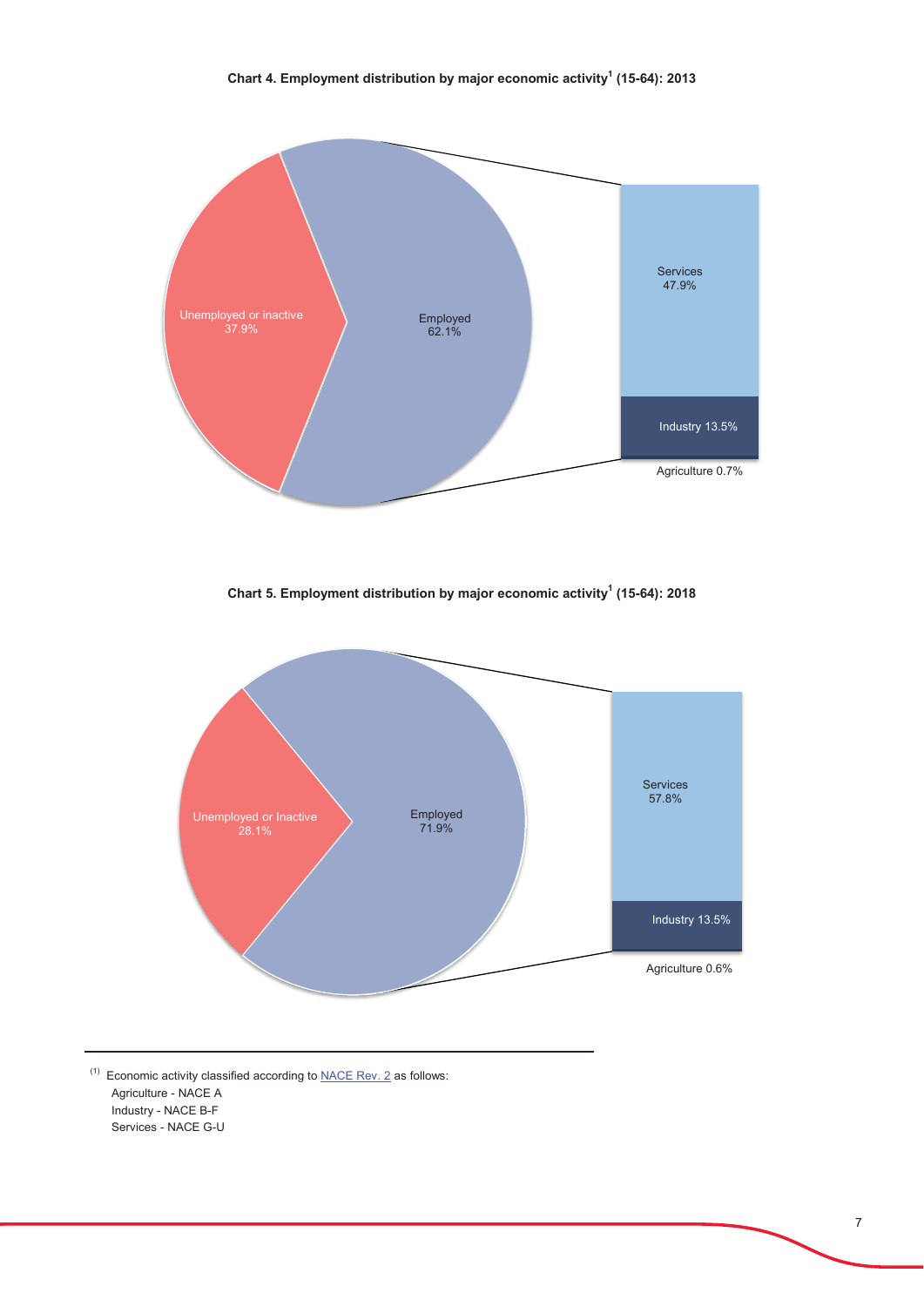**Chart 4. Employment distribution by major economic activity[1] (15-64): 2013**

Unemployed or inactive 37.9%

Employed 62.1%

Services 47.9%

Industry 13.5%

Agriculture 0.7%

**Chart 5. Employment distribution by major economic activity[1] (15-64): 2018**

Unemployed or Inactive 28.1%

Employed 71.9%

Services 57.8%

Industry 13.5%

Agriculture 0.6%

---

(1) Economic activity classified according to NACE Rev. 2 as follows:
Agriculture - NACE A
Industry - NACE B-F
Services - NACE G-U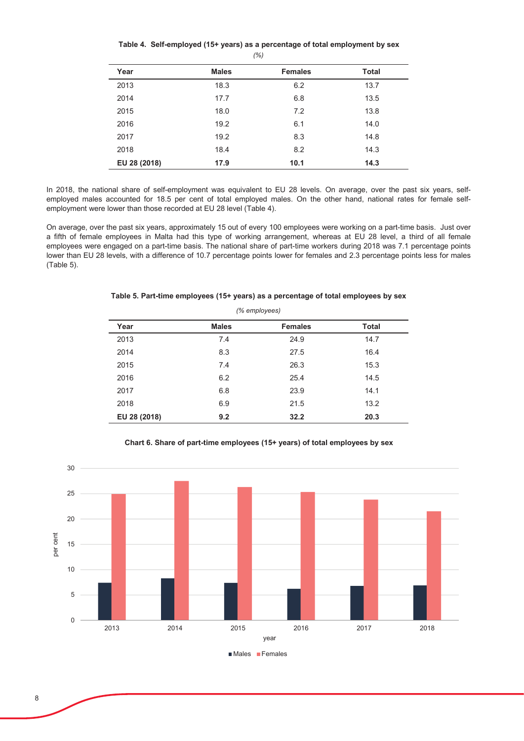**Table 4. Self-employed (15+ years) as a percentage of total employment by sex**

*(%)*

| Year | Males | Females | Total |
|---|---|---|---|
| 2013 | 18.3 | 6.2 | 13.7 |
| 2014 | 17.7 | 6.8 | 13.5 |
| 2015 | 18.0 | 7.2 | 13.8 |
| 2016 | 19.2 | 6.1 | 14.0 |
| 2017 | 19.2 | 8.3 | 14.8 |
| 2018 | 18.4 | 8.2 | 14.3 |
| **EU 28 (2018)** | **17.9** | **10.1** | **14.3** |

In 2018, the national share of self-employment was equivalent to EU 28 levels. On average, over the past six years, self-employed males accounted for 18.5 per cent of total employed males. On the other hand, national rates for female self-employment were lower than those recorded at EU 28 level (Table 4).

On average, over the past six years, approximately 15 out of every 100 employees were working on a part-time basis. Just over a fifth of female employees in Malta had this type of working arrangement, whereas at EU 28 level, a third of all female employees were engaged on a part-time basis. The national share of part-time workers during 2018 was 7.1 percentage points lower than EU 28 levels, with a difference of 10.7 percentage points lower for females and 2.3 percentage points less for males (Table 5).

**Table 5. Part-time employees (15+ years) as a percentage of total employees by sex**

*(% employees)*

| Year | Males | Females | Total |
|---|---|---|---|
| 2013 | 7.4 | 24.9 | 14.7 |
| 2014 | 8.3 | 27.5 | 16.4 |
| 2015 | 7.4 | 26.3 | 15.3 |
| 2016 | 6.2 | 25.4 | 14.5 |
| 2017 | 6.8 | 23.9 | 14.1 |
| 2018 | 6.9 | 21.5 | 13.2 |
| **EU 28 (2018)** | **9.2** | **32.2** | **20.3** |

**Chart 6. Share of part-time employees (15+ years) of total employees by sex**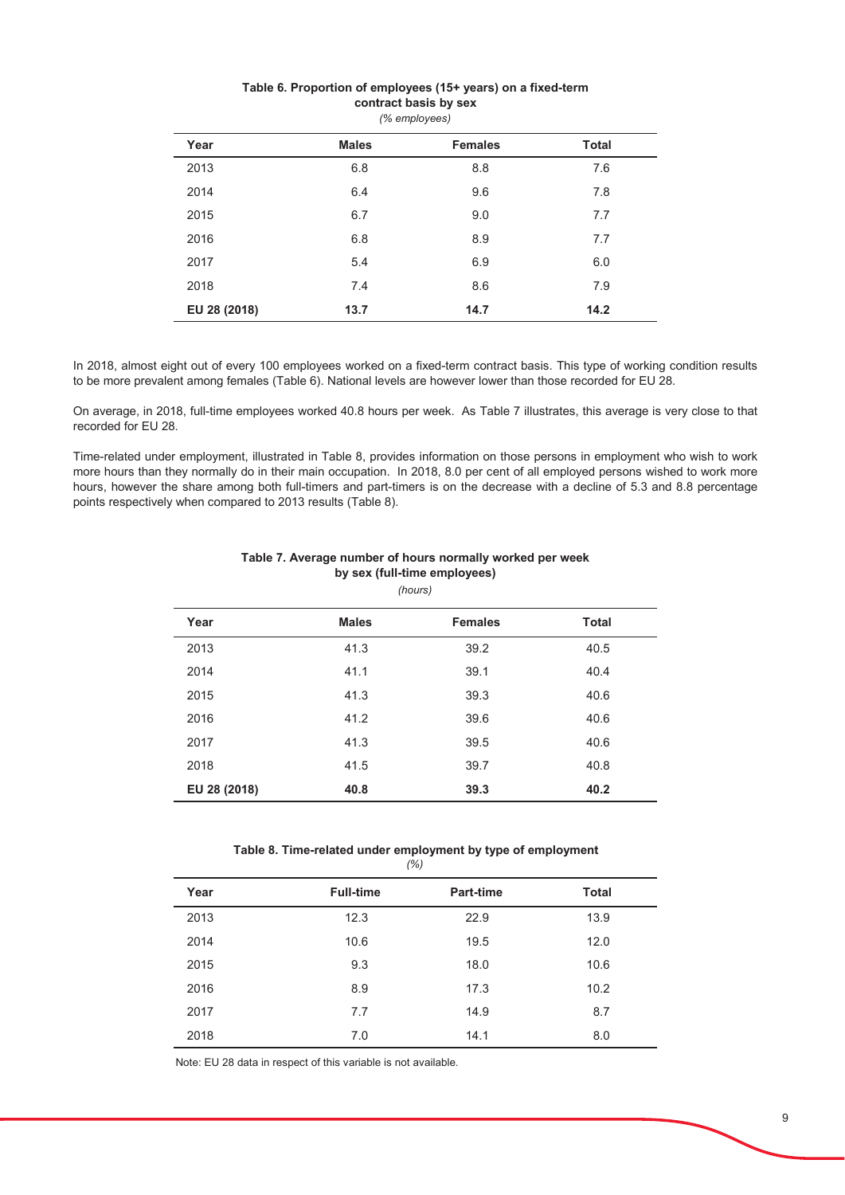**Table 6. Proportion of employees (15+ years) on a fixed-term contract basis by sex**

*(% employees)*

| Year | Males | Females | Total |
|---|---|---|---|
| 2013 | 6.8 | 8.8 | 7.6 |
| 2014 | 6.4 | 9.6 | 7.8 |
| 2015 | 6.7 | 9.0 | 7.7 |
| 2016 | 6.8 | 8.9 | 7.7 |
| 2017 | 5.4 | 6.9 | 6.0 |
| 2018 | 7.4 | 8.6 | 7.9 |
| **EU 28 (2018)** | **13.7** | **14.7** | **14.2** |

In 2018, almost eight out of every 100 employees worked on a fixed-term contract basis. This type of working condition results to be more prevalent among females (Table 6). National levels are however lower than those recorded for EU 28.

On average, in 2018, full-time employees worked 40.8 hours per week. As Table 7 illustrates, this average is very close to that recorded for EU 28.

Time-related under employment, illustrated in Table 8, provides information on those persons in employment who wish to work more hours than they normally do in their main occupation. In 2018, 8.0 per cent of all employed persons wished to work more hours, however the share among both full-timers and part-timers is on the decrease with a decline of 5.3 and 8.8 percentage points respectively when compared to 2013 results (Table 8).

**Table 7. Average number of hours normally worked per week by sex (full-time employees)**

*(hours)*

| Year | Males | Females | Total |
|---|---|---|---|
| 2013 | 41.3 | 39.2 | 40.5 |
| 2014 | 41.1 | 39.1 | 40.4 |
| 2015 | 41.3 | 39.3 | 40.6 |
| 2016 | 41.2 | 39.6 | 40.6 |
| 2017 | 41.3 | 39.5 | 40.6 |
| 2018 | 41.5 | 39.7 | 40.8 |
| **EU 28 (2018)** | **40.8** | **39.3** | **40.2** |

**Table 8. Time-related under employment by type of employment**

*(%)*

| Year | Full-time | Part-time | Total |
|---|---|---|---|
| 2013 | 12.3 | 22.9 | 13.9 |
| 2014 | 10.6 | 19.5 | 12.0 |
| 2015 | 9.3 | 18.0 | 10.6 |
| 2016 | 8.9 | 17.3 | 10.2 |
| 2017 | 7.7 | 14.9 | 8.7 |
| 2018 | 7.0 | 14.1 | 8.0 |

Note: EU 28 data in respect of this variable is not available.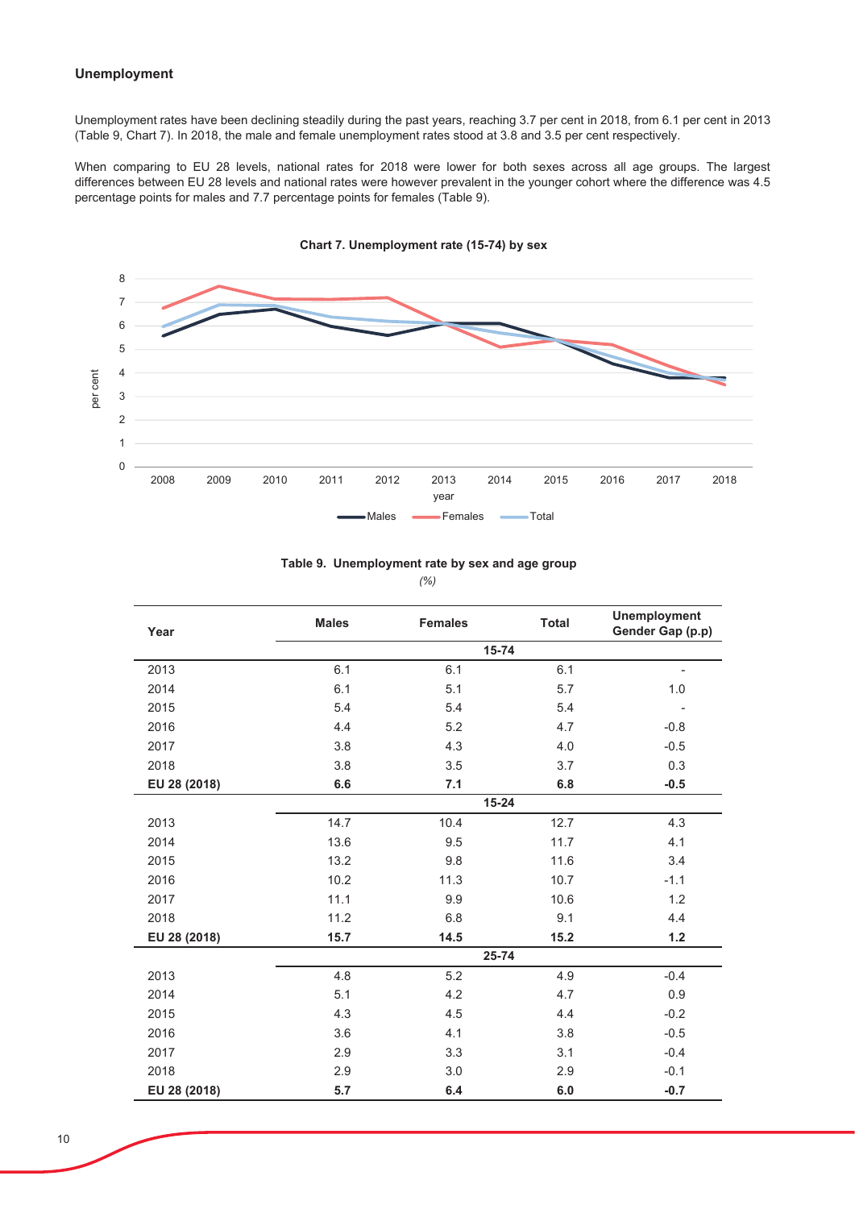### Unemployment

Unemployment rates have been declining steadily during the past years, reaching 3.7 per cent in 2018, from 6.1 per cent in 2013 (Table 9, Chart 7). In 2018, the male and female unemployment rates stood at 3.8 and 3.5 per cent respectively.

When comparing to EU 28 levels, national rates for 2018 were lower for both sexes across all age groups. The largest differences between EU 28 levels and national rates were however prevalent in the younger cohort where the difference was 4.5 percentage points for males and 7.7 percentage points for females (Table 9).

**Chart 7. Unemployment rate (15-74) by sex**

**Table 9. Unemployment rate by sex and age group**

*(%)*

| Year | Males | Females | Total | Unemployment Gender Gap (p.p) |
|---|---|---|---|---|
| | | **15-74** | | |
| 2013 | 6.1 | 6.1 | 6.1 | - |
| 2014 | 6.1 | 5.1 | 5.7 | 1.0 |
| 2015 | 5.4 | 5.4 | 5.4 | - |
| 2016 | 4.4 | 5.2 | 4.7 | -0.8 |
| 2017 | 3.8 | 4.3 | 4.0 | -0.5 |
| 2018 | 3.8 | 3.5 | 3.7 | 0.3 |
| **EU 28 (2018)** | **6.6** | **7.1** | **6.8** | **-0.5** |
| | | **15-24** | | |
| 2013 | 14.7 | 10.4 | 12.7 | 4.3 |
| 2014 | 13.6 | 9.5 | 11.7 | 4.1 |
| 2015 | 13.2 | 9.8 | 11.6 | 3.4 |
| 2016 | 10.2 | 11.3 | 10.7 | -1.1 |
| 2017 | 11.1 | 9.9 | 10.6 | 1.2 |
| 2018 | 11.2 | 6.8 | 9.1 | 4.4 |
| **EU 28 (2018)** | **15.7** | **14.5** | **15.2** | **1.2** |
| | | **25-74** | | |
| 2013 | 4.8 | 5.2 | 4.9 | -0.4 |
| 2014 | 5.1 | 4.2 | 4.7 | 0.9 |
| 2015 | 4.3 | 4.5 | 4.4 | -0.2 |
| 2016 | 3.6 | 4.1 | 3.8 | -0.5 |
| 2017 | 2.9 | 3.3 | 3.1 | -0.4 |
| 2018 | 2.9 | 3.0 | 2.9 | -0.1 |
| **EU 28 (2018)** | **5.7** | **6.4** | **6.0** | **-0.7** |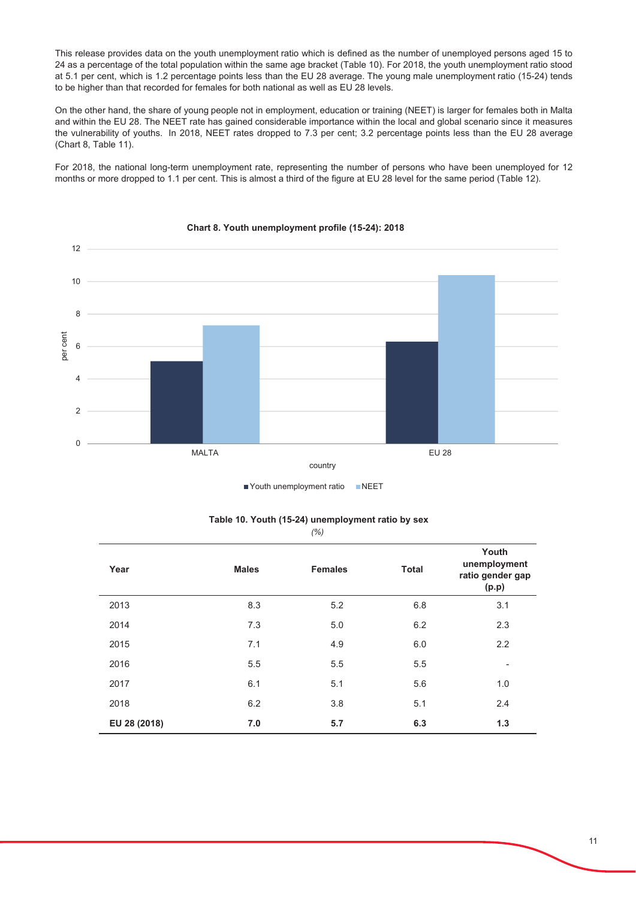This release provides data on the youth unemployment ratio which is defined as the number of unemployed persons aged 15 to 24 as a percentage of the total population within the same age bracket (Table 10). For 2018, the youth unemployment ratio stood at 5.1 per cent, which is 1.2 percentage points less than the EU 28 average. The young male unemployment ratio (15-24) tends to be higher than that recorded for females for both national as well as EU 28 levels.

On the other hand, the share of young people not in employment, education or training (NEET) is larger for females both in Malta and within the EU 28. The NEET rate has gained considerable importance within the local and global scenario since it measures the vulnerability of youths. In 2018, NEET rates dropped to 7.3 per cent; 3.2 percentage points less than the EU 28 average (Chart 8, Table 11).

For 2018, the national long-term unemployment rate, representing the number of persons who have been unemployed for 12 months or more dropped to 1.1 per cent. This is almost a third of the figure at EU 28 level for the same period (Table 12).

**Chart 8. Youth unemployment profile (15-24): 2018**

| country | Youth unemployment ratio | NEET |
|---|---|---|
| MALTA | 5.1 | 7.3 |
| EU 28 | 6.3 | 10.5 |

**Table 10. Youth (15-24) unemployment ratio by sex**

*(%)*

| Year | Males | Females | Total | Youth unemployment ratio gender gap (p.p) |
|---|---|---|---|---|
| 2013 | 8.3 | 5.2 | 6.8 | 3.1 |
| 2014 | 7.3 | 5.0 | 6.2 | 2.3 |
| 2015 | 7.1 | 4.9 | 6.0 | 2.2 |
| 2016 | 5.5 | 5.5 | 5.5 | - |
| 2017 | 6.1 | 5.1 | 5.6 | 1.0 |
| 2018 | 6.2 | 3.8 | 5.1 | 2.4 |
| **EU 28 (2018)** | **7.0** | **5.7** | **6.3** | **1.3** |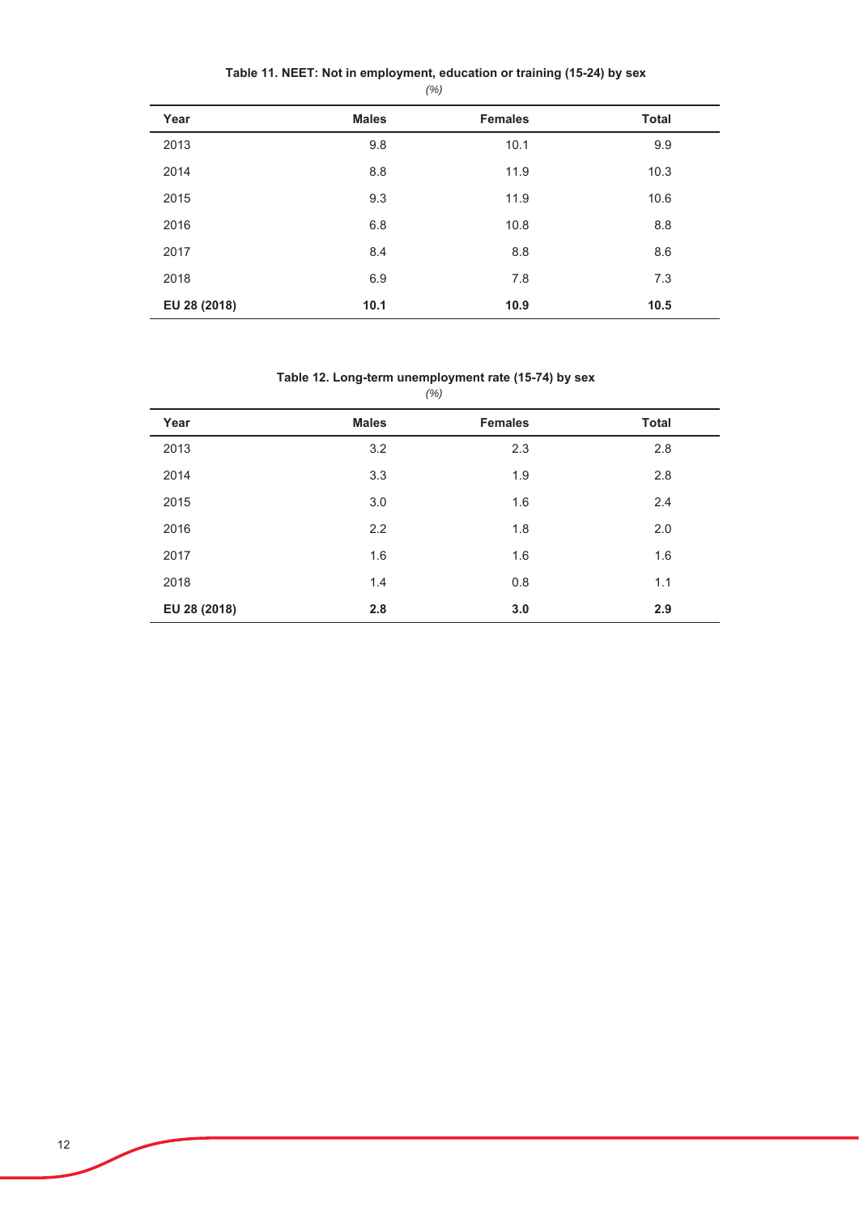**Table 11. NEET: Not in employment, education or training (15-24) by sex**

*(%)*

| Year | Males | Females | Total |
|---|---|---|---|
| 2013 | 9.8 | 10.1 | 9.9 |
| 2014 | 8.8 | 11.9 | 10.3 |
| 2015 | 9.3 | 11.9 | 10.6 |
| 2016 | 6.8 | 10.8 | 8.8 |
| 2017 | 8.4 | 8.8 | 8.6 |
| 2018 | 6.9 | 7.8 | 7.3 |
| **EU 28 (2018)** | **10.1** | **10.9** | **10.5** |

**Table 12. Long-term unemployment rate (15-74) by sex**

*(%)*

| Year | Males | Females | Total |
|---|---|---|---|
| 2013 | 3.2 | 2.3 | 2.8 |
| 2014 | 3.3 | 1.9 | 2.8 |
| 2015 | 3.0 | 1.6 | 2.4 |
| 2016 | 2.2 | 1.8 | 2.0 |
| 2017 | 1.6 | 1.6 | 1.6 |
| 2018 | 1.4 | 0.8 | 1.1 |
| **EU 28 (2018)** | **2.8** | **3.0** | **2.9** |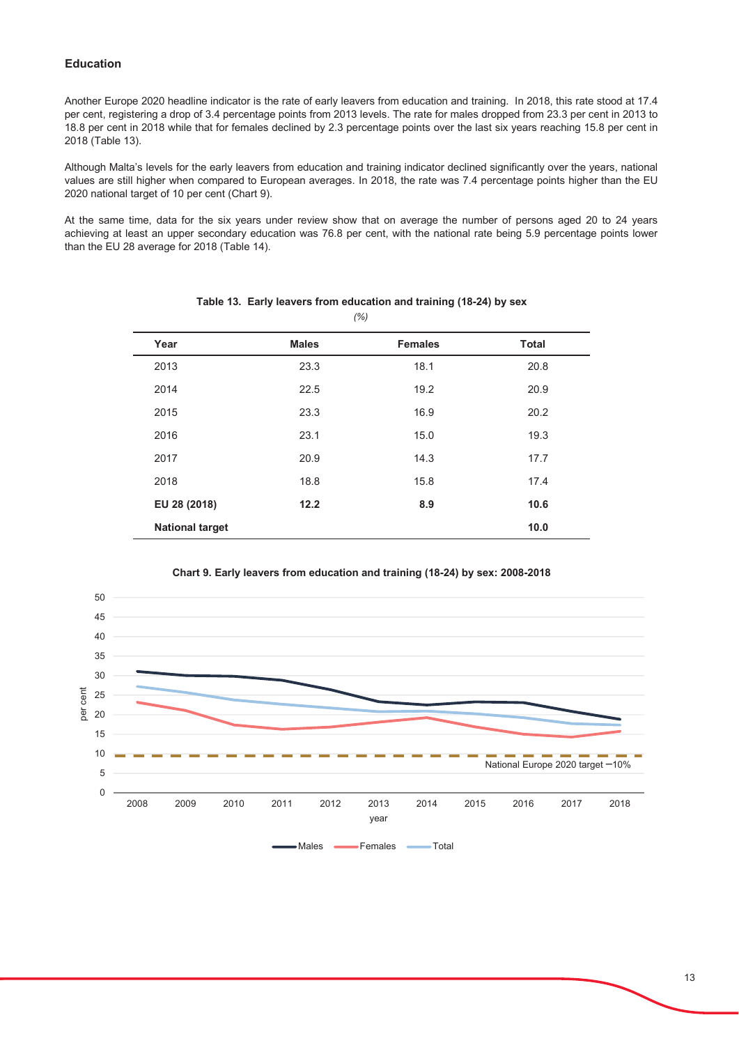### Education

Another Europe 2020 headline indicator is the rate of early leavers from education and training. In 2018, this rate stood at 17.4 per cent, registering a drop of 3.4 percentage points from 2013 levels. The rate for males dropped from 23.3 per cent in 2013 to 18.8 per cent in 2018 while that for females declined by 2.3 percentage points over the last six years reaching 15.8 per cent in 2018 (Table 13).

Although Malta's levels for the early leavers from education and training indicator declined significantly over the years, national values are still higher when compared to European averages. In 2018, the rate was 7.4 percentage points higher than the EU 2020 national target of 10 per cent (Chart 9).

At the same time, data for the six years under review show that on average the number of persons aged 20 to 24 years achieving at least an upper secondary education was 76.8 per cent, with the national rate being 5.9 percentage points lower than the EU 28 average for 2018 (Table 14).

**Table 13. Early leavers from education and training (18-24) by sex**

*(%)*

| Year | Males | Females | Total |
|---|---|---|---|
| 2013 | 23.3 | 18.1 | 20.8 |
| 2014 | 22.5 | 19.2 | 20.9 |
| 2015 | 23.3 | 16.9 | 20.2 |
| 2016 | 23.1 | 15.0 | 19.3 |
| 2017 | 20.9 | 14.3 | 17.7 |
| 2018 | 18.8 | 15.8 | 17.4 |
| **EU 28 (2018)** | **12.2** | **8.9** | **10.6** |
| **National target** | | | **10.0** |

**Chart 9. Early leavers from education and training (18-24) by sex: 2008-2018**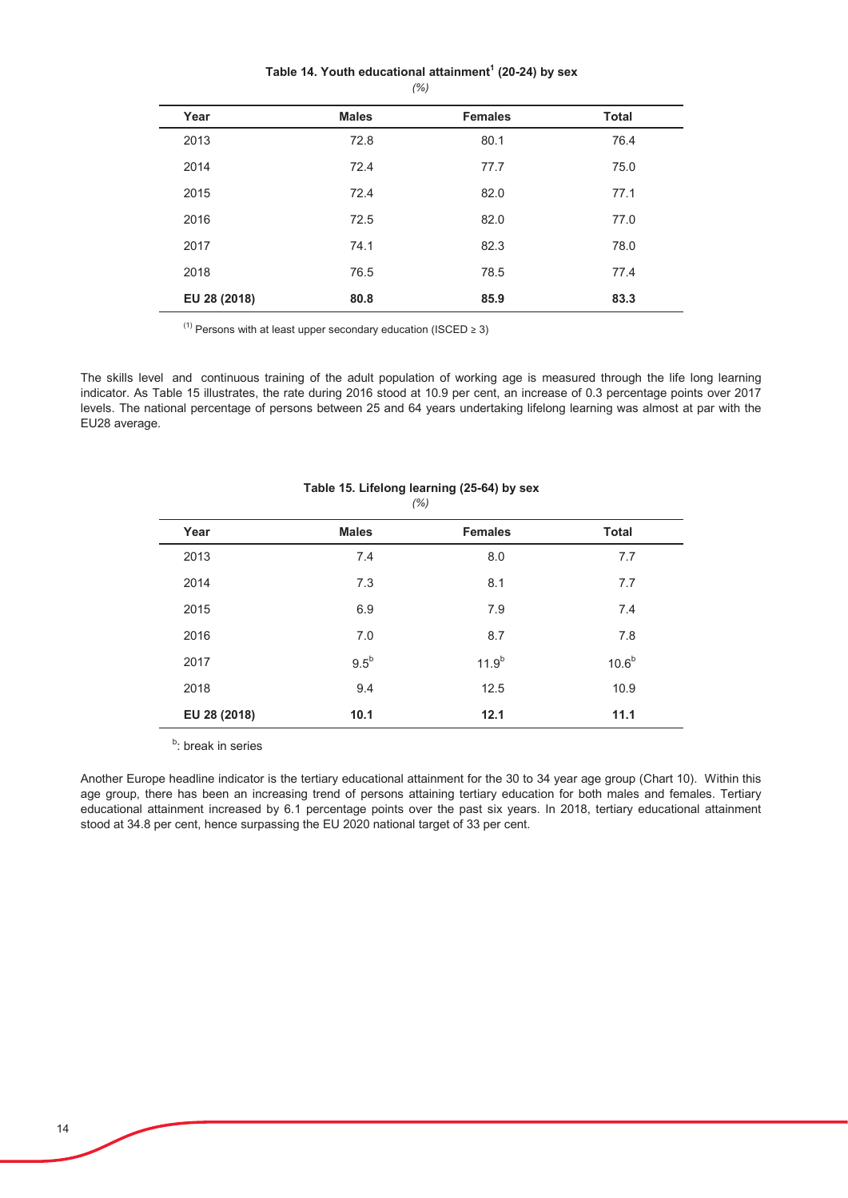**Table 14. Youth educational attainment[1] (20-24) by sex**

*(%)*

| Year | Males | Females | Total |
|---|---|---|---|
| 2013 | 72.8 | 80.1 | 76.4 |
| 2014 | 72.4 | 77.7 | 75.0 |
| 2015 | 72.4 | 82.0 | 77.1 |
| 2016 | 72.5 | 82.0 | 77.0 |
| 2017 | 74.1 | 82.3 | 78.0 |
| 2018 | 76.5 | 78.5 | 77.4 |
| **EU 28 (2018)** | **80.8** | **85.9** | **83.3** |

[1] Persons with at least upper secondary education (ISCED ≥ 3)

The skills level and continuous training of the adult population of working age is measured through the life long learning indicator. As Table 15 illustrates, the rate during 2016 stood at 10.9 per cent, an increase of 0.3 percentage points over 2017 levels. The national percentage of persons between 25 and 64 years undertaking lifelong learning was almost at par with the EU28 average.

**Table 15. Lifelong learning (25-64) by sex**

*(%)*

| Year | Males | Females | Total |
|---|---|---|---|
| 2013 | 7.4 | 8.0 | 7.7 |
| 2014 | 7.3 | 8.1 | 7.7 |
| 2015 | 6.9 | 7.9 | 7.4 |
| 2016 | 7.0 | 8.7 | 7.8 |
| 2017 | 9.5[b] | 11.9[b] | 10.6[b] |
| 2018 | 9.4 | 12.5 | 10.9 |
| **EU 28 (2018)** | **10.1** | **12.1** | **11.1** |

[b]: break in series

Another Europe headline indicator is the tertiary educational attainment for the 30 to 34 year age group (Chart 10). Within this age group, there has been an increasing trend of persons attaining tertiary education for both males and females. Tertiary educational attainment increased by 6.1 percentage points over the past six years. In 2018, tertiary educational attainment stood at 34.8 per cent, hence surpassing the EU 2020 national target of 33 per cent.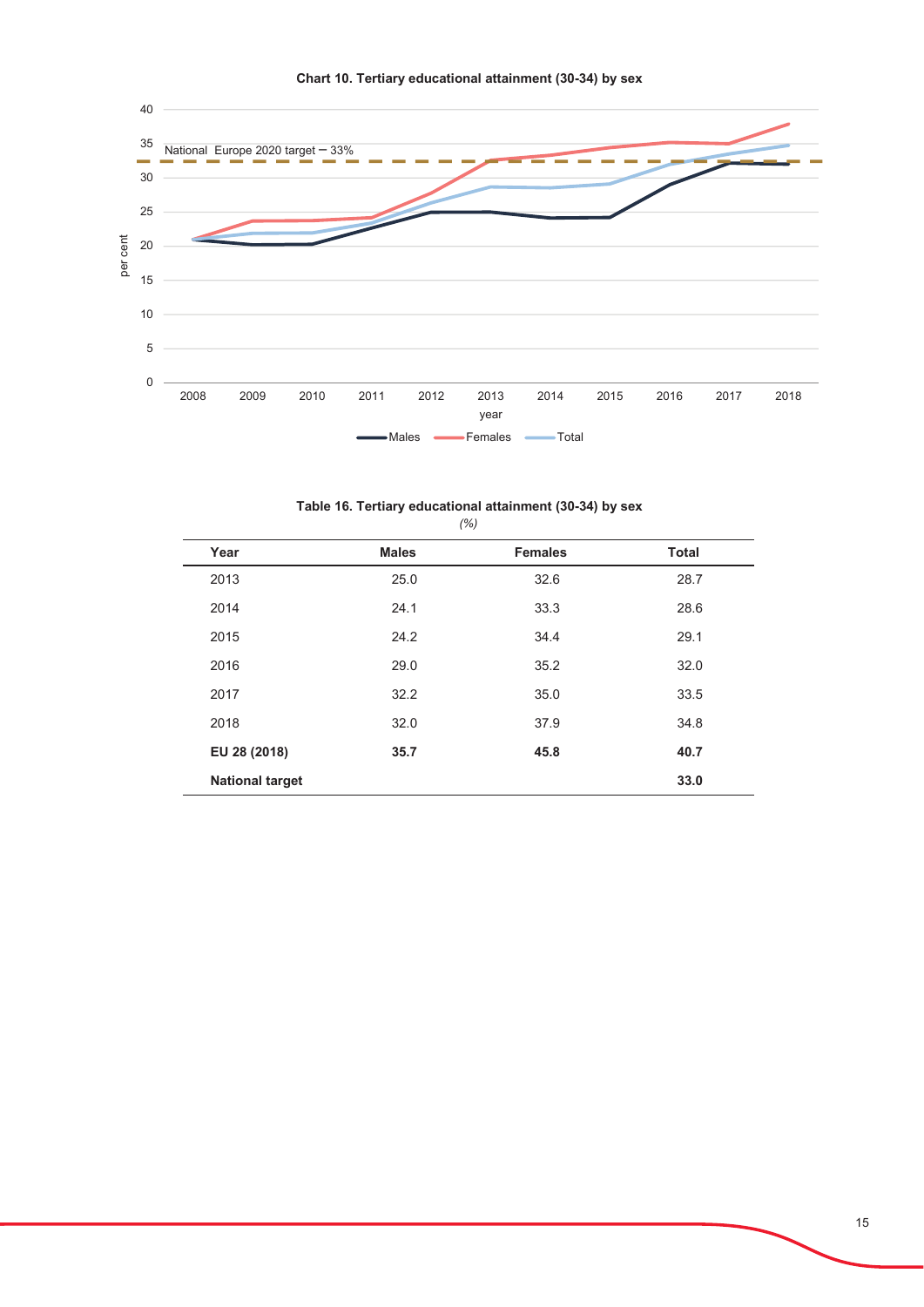**Chart 10. Tertiary educational attainment (30-34) by sex**

**Table 16. Tertiary educational attainment (30-34) by sex**

*(%)*

| Year | Males | Females | Total |
|---|---|---|---|
| 2013 | 25.0 | 32.6 | 28.7 |
| 2014 | 24.1 | 33.3 | 28.6 |
| 2015 | 24.2 | 34.4 | 29.1 |
| 2016 | 29.0 | 35.2 | 32.0 |
| 2017 | 32.2 | 35.0 | 33.5 |
| 2018 | 32.0 | 37.9 | 34.8 |
| **EU 28 (2018)** | **35.7** | **45.8** | **40.7** |
| **National target** | | | **33.0** |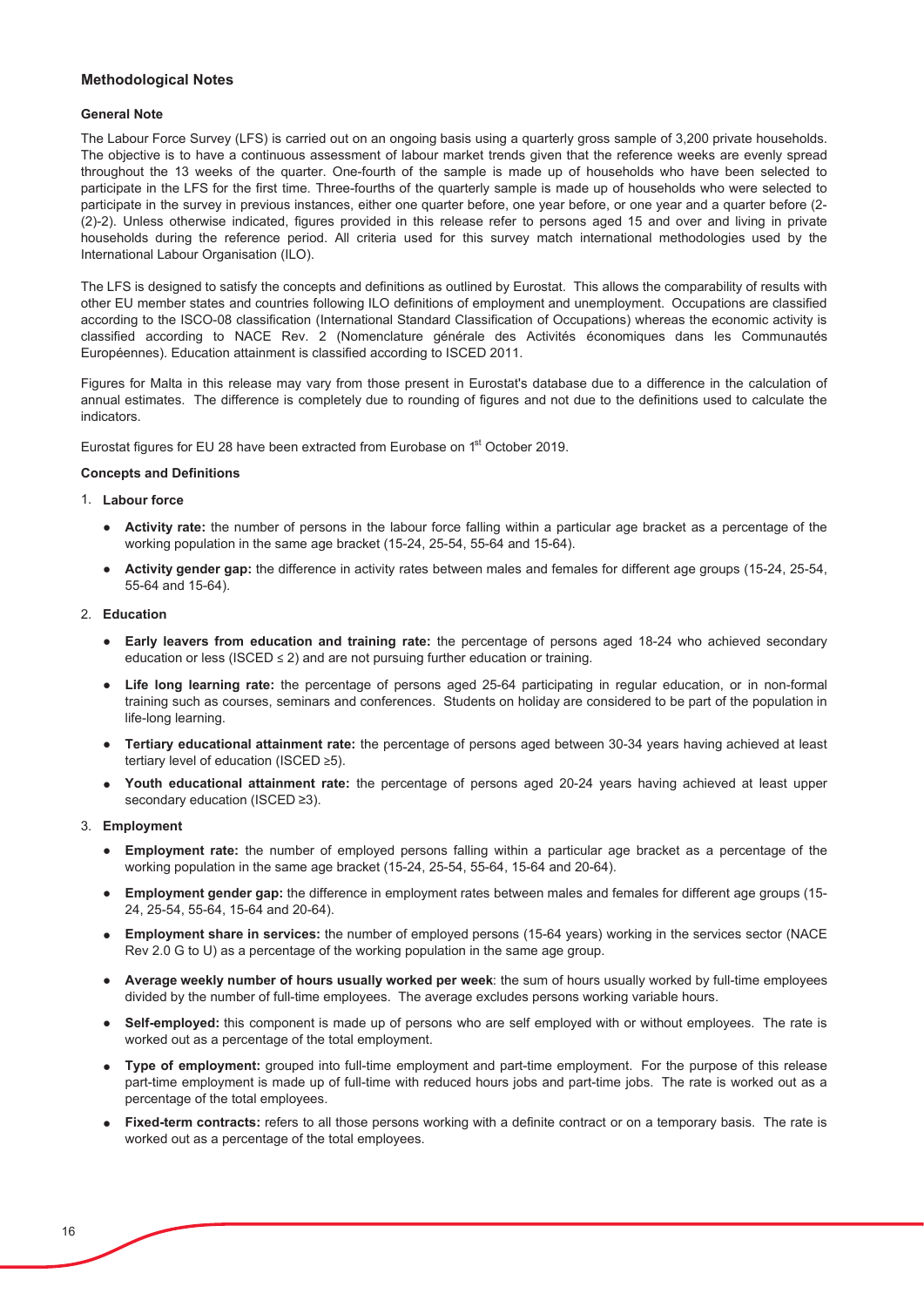## Methodological Notes

### General Note

The Labour Force Survey (LFS) is carried out on an ongoing basis using a quarterly gross sample of 3,200 private households. The objective is to have a continuous assessment of labour market trends given that the reference weeks are evenly spread throughout the 13 weeks of the quarter. One-fourth of the sample is made up of households who have been selected to participate in the LFS for the first time. Three-fourths of the quarterly sample is made up of households who were selected to participate in the survey in previous instances, either one quarter before, one year before, or one year and a quarter before (2-(2)-2). Unless otherwise indicated, figures provided in this release refer to persons aged 15 and over and living in private households during the reference period. All criteria used for this survey match international methodologies used by the International Labour Organisation (ILO).

The LFS is designed to satisfy the concepts and definitions as outlined by Eurostat. This allows the comparability of results with other EU member states and countries following ILO definitions of employment and unemployment. Occupations are classified according to the ISCO-08 classification (International Standard Classification of Occupations) whereas the economic activity is classified according to NACE Rev. 2 (Nomenclature générale des Activités économiques dans les Communautés Européennes). Education attainment is classified according to ISCED 2011.

Figures for Malta in this release may vary from those present in Eurostat's database due to a difference in the calculation of annual estimates. The difference is completely due to rounding of figures and not due to the definitions used to calculate the indicators.

Eurostat figures for EU 28 have been extracted from Eurobase on 1st October 2019.

### Concepts and Definitions

1. **Labour force**
   - **Activity rate:** the number of persons in the labour force falling within a particular age bracket as a percentage of the working population in the same age bracket (15-24, 25-54, 55-64 and 15-64).
   - **Activity gender gap:** the difference in activity rates between males and females for different age groups (15-24, 25-54, 55-64 and 15-64).

2. **Education**
   - **Early leavers from education and training rate:** the percentage of persons aged 18-24 who achieved secondary education or less (ISCED ≤ 2) and are not pursuing further education or training.
   - **Life long learning rate:** the percentage of persons aged 25-64 participating in regular education, or in non-formal training such as courses, seminars and conferences. Students on holiday are considered to be part of the population in life-long learning.
   - **Tertiary educational attainment rate:** the percentage of persons aged between 30-34 years having achieved at least tertiary level of education (ISCED ≥5).
   - **Youth educational attainment rate:** the percentage of persons aged 20-24 years having achieved at least upper secondary education (ISCED ≥3).

3. **Employment**
   - **Employment rate:** the number of employed persons falling within a particular age bracket as a percentage of the working population in the same age bracket (15-24, 25-54, 55-64, 15-64 and 20-64).
   - **Employment gender gap:** the difference in employment rates between males and females for different age groups (15-24, 25-54, 55-64, 15-64 and 20-64).
   - **Employment share in services:** the number of employed persons (15-64 years) working in the services sector (NACE Rev 2.0 G to U) as a percentage of the working population in the same age group.
   - **Average weekly number of hours usually worked per week**: the sum of hours usually worked by full-time employees divided by the number of full-time employees. The average excludes persons working variable hours.
   - **Self-employed:** this component is made up of persons who are self employed with or without employees. The rate is worked out as a percentage of the total employment.
   - **Type of employment:** grouped into full-time employment and part-time employment. For the purpose of this release part-time employment is made up of full-time with reduced hours jobs and part-time jobs. The rate is worked out as a percentage of the total employees.
   - **Fixed-term contracts:** refers to all those persons working with a definite contract or on a temporary basis. The rate is worked out as a percentage of the total employees.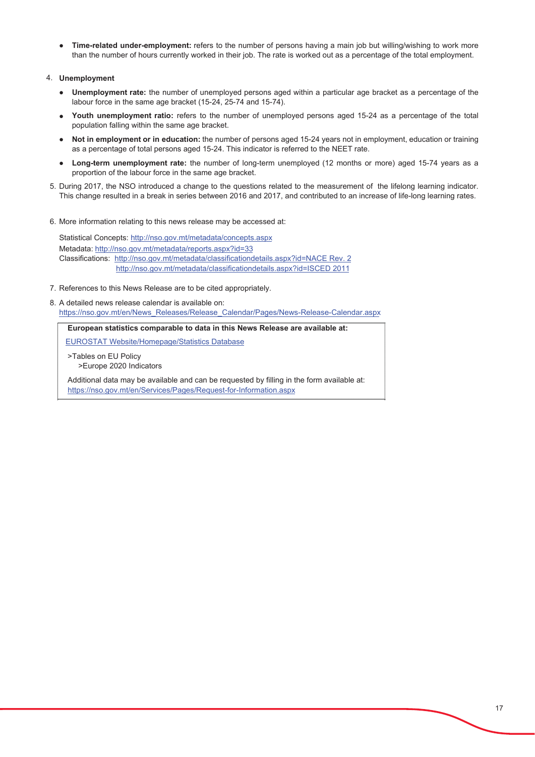- **Time-related under-employment:** refers to the number of persons having a main job but willing/wishing to work more than the number of hours currently worked in their job. The rate is worked out as a percentage of the total employment.

4. **Unemployment**

   - **Unemployment rate:** the number of unemployed persons aged within a particular age bracket as a percentage of the labour force in the same age bracket (15-24, 25-74 and 15-74).
   - **Youth unemployment ratio:** refers to the number of unemployed persons aged 15-24 as a percentage of the total population falling within the same age bracket.
   - **Not in employment or in education:** the number of persons aged 15-24 years not in employment, education or training as a percentage of total persons aged 15-24. This indicator is referred to the NEET rate.
   - **Long-term unemployment rate:** the number of long-term unemployed (12 months or more) aged 15-74 years as a proportion of the labour force in the same age bracket.

5. During 2017, the NSO introduced a change to the questions related to the measurement of the lifelong learning indicator. This change resulted in a break in series between 2016 and 2017, and contributed to an increase of life-long learning rates.

6. More information relating to this news release may be accessed at:

   Statistical Concepts: http://nso.gov.mt/metadata/concepts.aspx
   Metadata: http://nso.gov.mt/metadata/reports.aspx?id=33
   Classifications: http://nso.gov.mt/metadata/classificationdetails.aspx?id=NACE Rev. 2
   http://nso.gov.mt/metadata/classificationdetails.aspx?id=ISCED 2011

7. References to this News Release are to be cited appropriately.

8. A detailed news release calendar is available on:
   https://nso.gov.mt/en/News_Releases/Release_Calendar/Pages/News-Release-Calendar.aspx

**European statistics comparable to data in this News Release are available at:**

EUROSTAT Website/Homepage/Statistics Database

>Tables on EU Policy
  >Europe 2020 Indicators

Additional data may be available and can be requested by filling in the form available at:
https://nso.gov.mt/en/Services/Pages/Request-for-Information.aspx